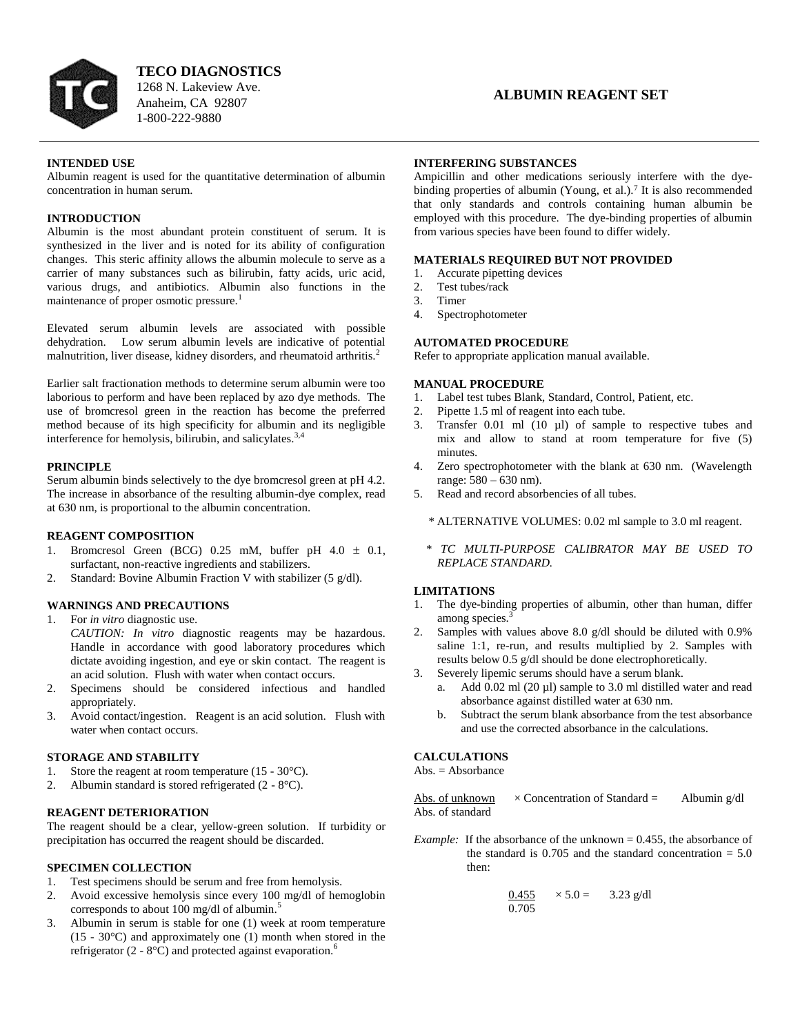**TECO DIAGNOSTICS**
1268 N. Lakeview Ave.
Anaheim, CA 92807
1-800-222-9880

# ALBUMIN REAGENT SET

## INTENDED USE

Albumin reagent is used for the quantitative determination of albumin concentration in human serum.

## INTRODUCTION

Albumin is the most abundant protein constituent of serum. It is synthesized in the liver and is noted for its ability of configuration changes. This steric affinity allows the albumin molecule to serve as a carrier of many substances such as bilirubin, fatty acids, uric acid, various drugs, and antibiotics. Albumin also functions in the maintenance of proper osmotic pressure.[1]

Elevated serum albumin levels are associated with possible dehydration. Low serum albumin levels are indicative of potential malnutrition, liver disease, kidney disorders, and rheumatoid arthritis.[2]

Earlier salt fractionation methods to determine serum albumin were too laborious to perform and have been replaced by azo dye methods. The use of bromcresol green in the reaction has become the preferred method because of its high specificity for albumin and its negligible interference for hemolysis, bilirubin, and salicylates.[3,4]

## PRINCIPLE

Serum albumin binds selectively to the dye bromcresol green at pH 4.2. The increase in absorbance of the resulting albumin-dye complex, read at 630 nm, is proportional to the albumin concentration.

## REAGENT COMPOSITION

1. Bromcresol Green (BCG) 0.25 mM, buffer pH 4.0 ± 0.1, surfactant, non-reactive ingredients and stabilizers.
2. Standard: Bovine Albumin Fraction V with stabilizer (5 g/dl).

## WARNINGS AND PRECAUTIONS

1. For *in vitro* diagnostic use.
   *CAUTION: In vitro* diagnostic reagents may be hazardous. Handle in accordance with good laboratory procedures which dictate avoiding ingestion, and eye or skin contact. The reagent is an acid solution. Flush with water when contact occurs.
2. Specimens should be considered infectious and handled appropriately.
3. Avoid contact/ingestion. Reagent is an acid solution. Flush with water when contact occurs.

## STORAGE AND STABILITY

1. Store the reagent at room temperature (15 - 30°C).
2. Albumin standard is stored refrigerated (2 - 8°C).

## REAGENT DETERIORATION

The reagent should be a clear, yellow-green solution. If turbidity or precipitation has occurred the reagent should be discarded.

## SPECIMEN COLLECTION

1. Test specimens should be serum and free from hemolysis.
2. Avoid excessive hemolysis since every 100 mg/dl of hemoglobin corresponds to about 100 mg/dl of albumin.[5]
3. Albumin in serum is stable for one (1) week at room temperature (15 - 30°C) and approximately one (1) month when stored in the refrigerator (2 - 8°C) and protected against evaporation.[6]

## INTERFERING SUBSTANCES

Ampicillin and other medications seriously interfere with the dye-binding properties of albumin (Young, et al.).[7] It is also recommended that only standards and controls containing human albumin be employed with this procedure. The dye-binding properties of albumin from various species have been found to differ widely.

## MATERIALS REQUIRED BUT NOT PROVIDED

1. Accurate pipetting devices
2. Test tubes/rack
3. Timer
4. Spectrophotometer

## AUTOMATED PROCEDURE

Refer to appropriate application manual available.

## MANUAL PROCEDURE

1. Label test tubes Blank, Standard, Control, Patient, etc.
2. Pipette 1.5 ml of reagent into each tube.
3. Transfer 0.01 ml (10 µl) of sample to respective tubes and mix and allow to stand at room temperature for five (5) minutes.
4. Zero spectrophotometer with the blank at 630 nm. (Wavelength range: 580 – 630 nm).
5. Read and record absorbencies of all tubes.

\* ALTERNATIVE VOLUMES: 0.02 ml sample to 3.0 ml reagent.

\* *TC MULTI-PURPOSE CALIBRATOR MAY BE USED TO REPLACE STANDARD.*

## LIMITATIONS

1. The dye-binding properties of albumin, other than human, differ among species.[3]
2. Samples with values above 8.0 g/dl should be diluted with 0.9% saline 1:1, re-run, and results multiplied by 2. Samples with results below 0.5 g/dl should be done electrophoretically.
3. Severely lipemic serums should have a serum blank.
   a. Add 0.02 ml (20 µl) sample to 3.0 ml distilled water and read absorbance against distilled water at 630 nm.
   b. Subtract the serum blank absorbance from the test absorbance and use the corrected absorbance in the calculations.

## CALCULATIONS

Abs. = Absorbance

$$\frac{\text{Abs. of unknown}}{\text{Abs. of standard}} \times \text{Concentration of Standard} = \text{Albumin g/dl}$$

*Example:* If the absorbance of the unknown = 0.455, the absorbance of the standard is 0.705 and the standard concentration = 5.0 then:

$$\frac{0.455}{0.705} \times 5.0 = 3.23 \text{ g/dl}$$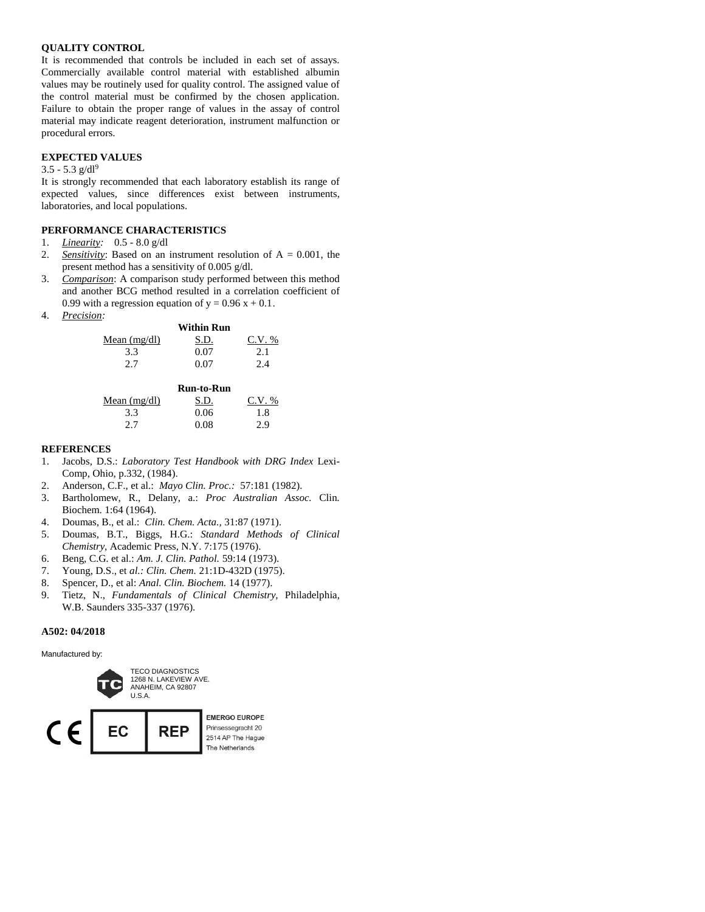**QUALITY CONTROL**

It is recommended that controls be included in each set of assays. Commercially available control material with established albumin values may be routinely used for quality control. The assigned value of the control material must be confirmed by the chosen application. Failure to obtain the proper range of values in the assay of control material may indicate reagent deterioration, instrument malfunction or procedural errors.

**EXPECTED VALUES**

3.5 - 5.3 g/dl[9]

It is strongly recommended that each laboratory establish its range of expected values, since differences exist between instruments, laboratories, and local populations.

**PERFORMANCE CHARACTERISTICS**

1. *Linearity:* 0.5 - 8.0 g/dl
2. *Sensitivity*: Based on an instrument resolution of A = 0.001, the present method has a sensitivity of 0.005 g/dl.
3. *Comparison*: A comparison study performed between this method and another BCG method resulted in a correlation coefficient of 0.99 with a regression equation of $y = 0.96\,x + 0.1$.
4. *Precision:*

**Within Run**

| Mean (mg/dl) | S.D. | C.V. % |
|---|---|---|
| 3.3 | 0.07 | 2.1 |
| 2.7 | 0.07 | 2.4 |

**Run-to-Run**

| Mean (mg/dl) | S.D. | C.V. % |
|---|---|---|
| 3.3 | 0.06 | 1.8 |
| 2.7 | 0.08 | 2.9 |

**REFERENCES**

1. Jacobs, D.S.: *Laboratory Test Handbook with DRG Index* Lexi-Comp, Ohio, p.332, (1984).
2. Anderson, C.F., et al.: *Mayo Clin. Proc.:* 57:181 (1982).
3. Bartholomew, R., Delany, a.: *Proc Australian Assoc.* Clin. Biochem. 1:64 (1964).
4. Doumas, B., et al.: *Clin. Chem. Acta.*, 31:87 (1971).
5. Doumas, B.T., Biggs, H.G.: *Standard Methods of Clinical Chemistry*, Academic Press, N.Y. 7:175 (1976).
6. Beng, C.G. et al.: *Am. J. Clin. Pathol.* 59:14 (1973).
7. Young, D.S., et *al.: Clin. Chem.* 21:1D-432D (1975).
8. Spencer, D., et al: *Anal. Clin. Biochem.* 14 (1977).
9. Tietz, N., *Fundamentals of Clinical Chemistry*, Philadelphia, W.B. Saunders 335-337 (1976).

**A502: 04/2018**

Manufactured by:

TECO DIAGNOSTICS
1268 N. LAKEVIEW AVE.
ANAHEIM, CA 92807
U.S.A.

CE | EC | REP

EMERGO EUROPE
Prinsessegracht 20
2514 AP The Hague
The Netherlands